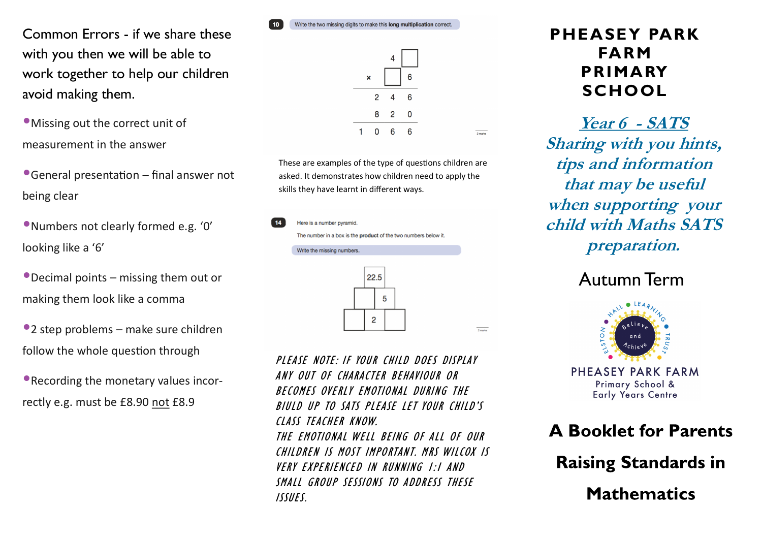Common Errors - if we share these with you then we will be able to work together to help our children avoid making them.

- Missing out the correct unit of measurement in the answer
- General presentation – final answer not being clear
- Numbers not clearly formed e.g. '0' looking like a '6'
- Decimal points – missing them out or making them look like a comma
- 2 step problems – make sure children follow the whole question through
- Recording the monetary values incorrectly e.g. must be £8.90 not £8.9

**10** Write the two missing digits to make this **long multiplication** correct.

```
      4 □
  ×   □ 6
  -------
    2 4 6
    8 2 0
  -------
  1 0 6 6
```

2 marks

These are examples of the type of questions children are asked. It demonstrates how children need to apply the skills they have learnt in different ways.

**14** Here is a number pyramid.

The number in a box is the **product** of the two numbers below it.

Write the missing numbers.

```
      [22.5]
   [  ][ 5 ]
[  ][ 2 ][  ]
```

2 marks

PLEASE NOTE: IF YOUR CHILD DOES DISPLAY ANY OUT OF CHARACTER BEHAVIOUR OR BECOMES OVERLY EMOTIONAL DURING THE BIULD UP TO SATS PLEASE LET YOUR CHILD'S CLASS TEACHER KNOW.
THE EMOTIONAL WELL BEING OF ALL OF OUR CHILDREN IS MOST IMPORTANT. MRS WILCOX IS VERY EXPERIENCED IN RUNNING 1:1 AND SMALL GROUP SESSIONS TO ADDRESS THESE ISSUES.

# PHEASEY PARK FARM PRIMARY SCHOOL

***Year 6 - SATS***

***Sharing with you hints, tips and information that may be useful when supporting your child with Maths SATS preparation.***

Autumn Term

HALL LEARNING TRUST ELSTON — Believe and Achieve

PHEASEY PARK FARM
Primary School &
Early Years Centre

## A Booklet for Parents Raising Standards in Mathematics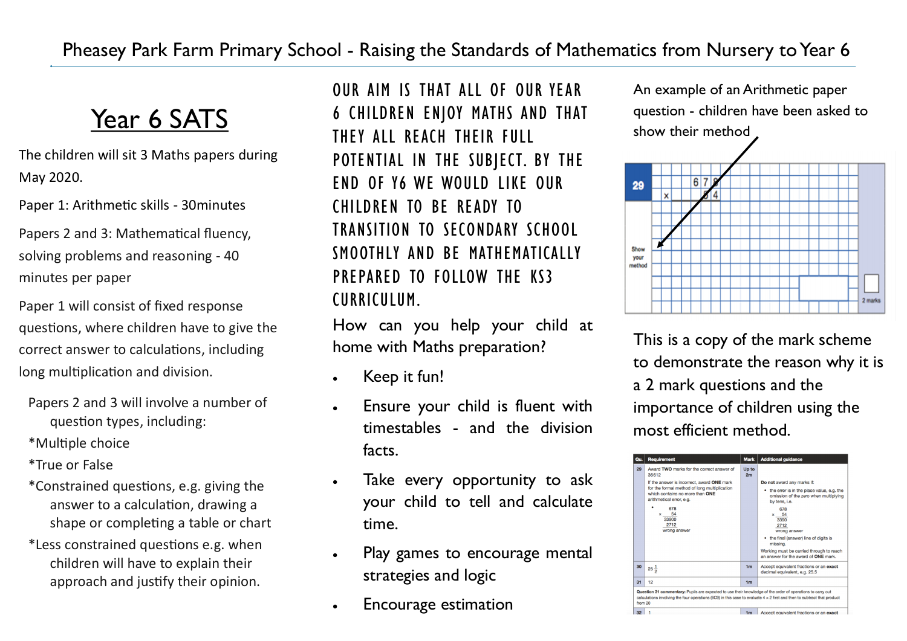# Pheasey Park Farm Primary School - Raising the Standards of Mathematics from Nursery to Year 6

## Year 6 SATS

The children will sit 3 Maths papers during May 2020.

Paper 1: Arithmetic skills - 30minutes

Papers 2 and 3: Mathematical fluency, solving problems and reasoning - 40 minutes per paper

Paper 1 will consist of fixed response questions, where children have to give the correct answer to calculations, including long multiplication and division.

Papers 2 and 3 will involve a number of question types, including:

*Multiple choice

*True or False

*Constrained questions, e.g. giving the answer to a calculation, drawing a shape or completing a table or chart

*Less constrained questions e.g. when children will have to explain their approach and justify their opinion.

OUR AIM IS THAT ALL OF OUR YEAR 6 CHILDREN ENJOY MATHS AND THAT THEY ALL REACH THEIR FULL POTENTIAL IN THE SUBJECT. BY THE END OF Y6 WE WOULD LIKE OUR CHILDREN TO BE READY TO TRANSITION TO SECONDARY SCHOOL SMOOTHLY AND BE MATHEMATICALLY PREPARED TO FOLLOW THE KS3 CURRICULUM.

How can you help your child at home with Maths preparation?

- Keep it fun!
- Ensure your child is fluent with timestables - and the division facts.
- Take every opportunity to ask your child to tell and calculate time.
- Play games to encourage mental strategies and logic
- Encourage estimation

An example of an Arithmetic paper question - children have been asked to show their method

29

678
× 54

Show your method

2 marks

This is a copy of the mark scheme to demonstrate the reason why it is a 2 mark questions and the importance of children using the most efficient method.

| Qu. | Requirement | Mark | Additional guidance |
|---|---|---|---|
| 29 | Award TWO marks for the correct answer of 36612<br>If the answer is incorrect, award ONE mark for the formal method of long multiplication which contains no more than ONE arithmetical error, e.g.<br>678 × 54<br>33900<br>2712<br>wrong answer | Up to 2m | Do not award any marks if:<br>• the error is in the place value, e.g. the omission of the zero when multiplying by tens, i.e.<br>678 × 54<br>3390<br>2712<br>wrong answer<br>• the final (answer) line of digits is missing.<br>Working must be carried through to reach an answer for the award of ONE mark. |
| 30 | $25\frac{1}{2}$ | 1m | Accept equivalent fractions or an exact decimal equivalent, e.g. 25.5 |
| 31 | 12 | 1m | |
| | Question 31 commentary: Pupils are expected to use their knowledge of the order of operations to carry out calculations involving the four operations (6C9) in this case to evaluate 4 × 2 first and then to subtract that product from 20 | | |
| 32 | 1 | 1m | Accept equivalent fractions or an exact |